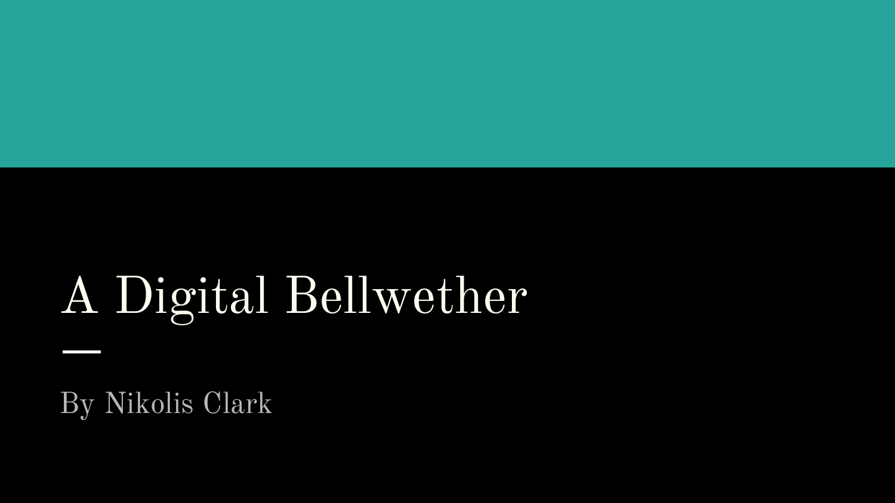# A Digital Bellwether

By Nikolis Clark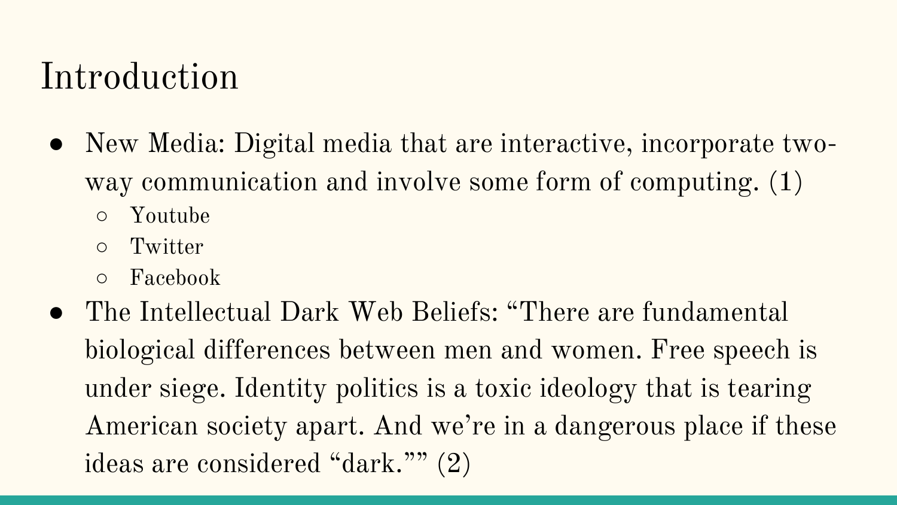# Introduction

- New Media: Digital media that are interactive, incorporate two-way communication and involve some form of computing. (1)
  - Youtube
  - Twitter
  - Facebook
- The Intellectual Dark Web Beliefs: "There are fundamental biological differences between men and women. Free speech is under siege. Identity politics is a toxic ideology that is tearing American society apart. And we're in a dangerous place if these ideas are considered "dark."" (2)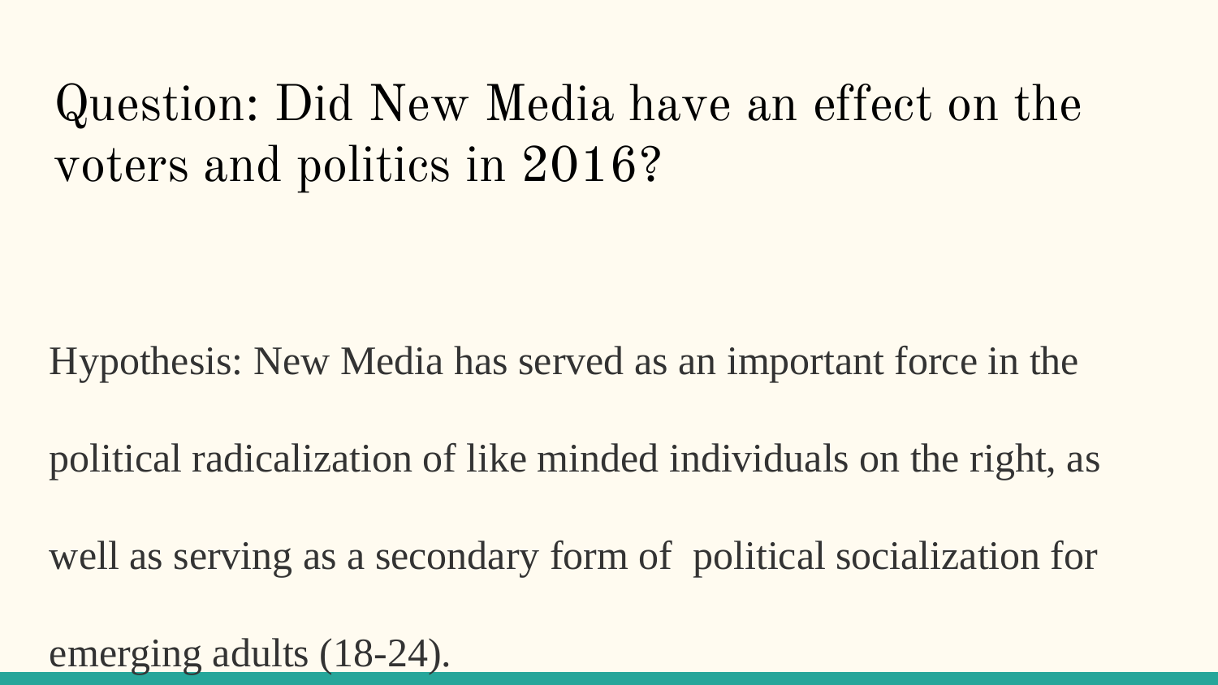# Question: Did New Media have an effect on the voters and politics in 2016?

Hypothesis: New Media has served as an important force in the political radicalization of like minded individuals on the right, as well as serving as a secondary form of political socialization for emerging adults (18-24).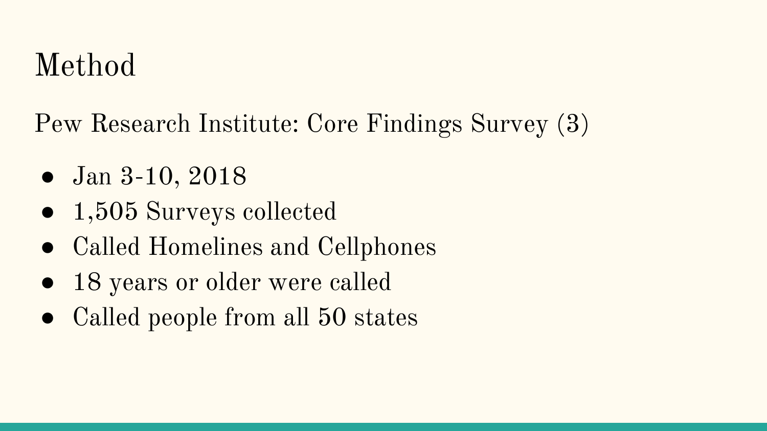# Method

Pew Research Institute: Core Findings Survey (3)

- Jan 3-10, 2018
- 1,505 Surveys collected
- Called Homelines and Cellphones
- 18 years or older were called
- Called people from all 50 states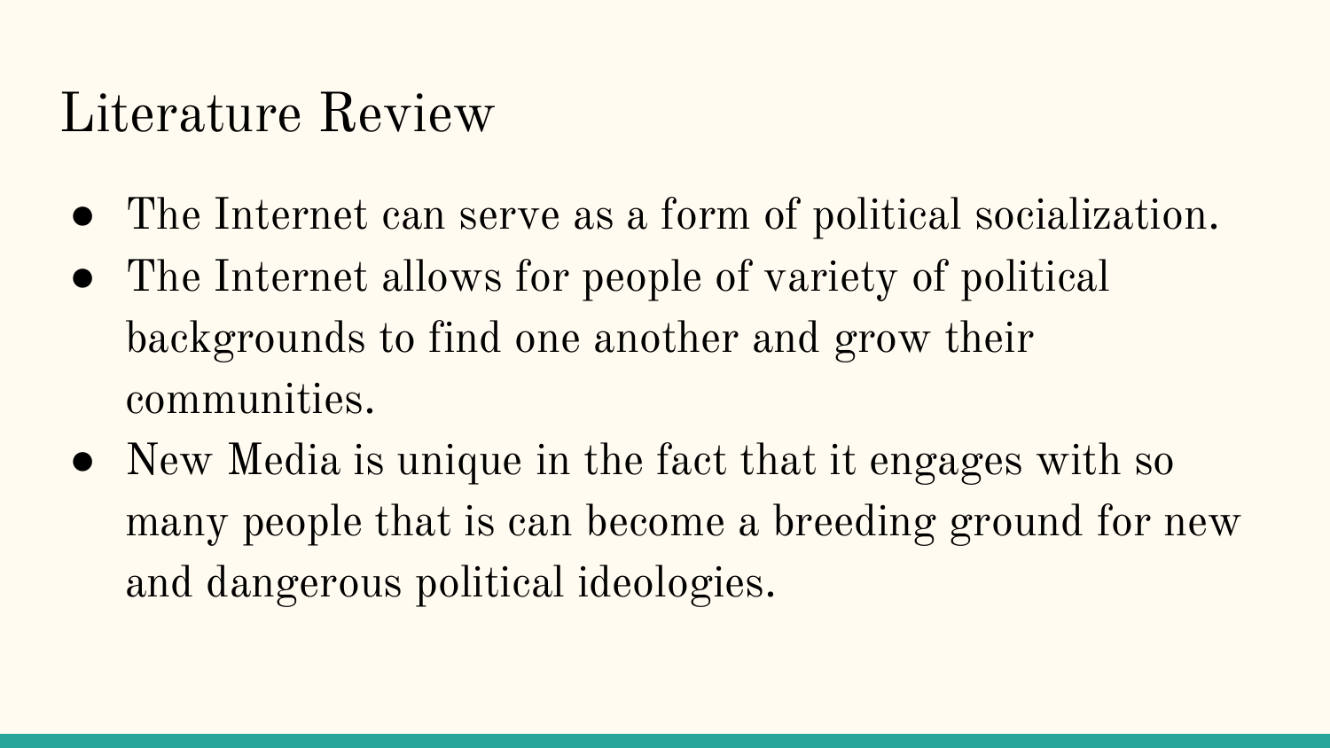# Literature Review

- The Internet can serve as a form of political socialization.
- The Internet allows for people of variety of political backgrounds to find one another and grow their communities.
- New Media is unique in the fact that it engages with so many people that is can become a breeding ground for new and dangerous political ideologies.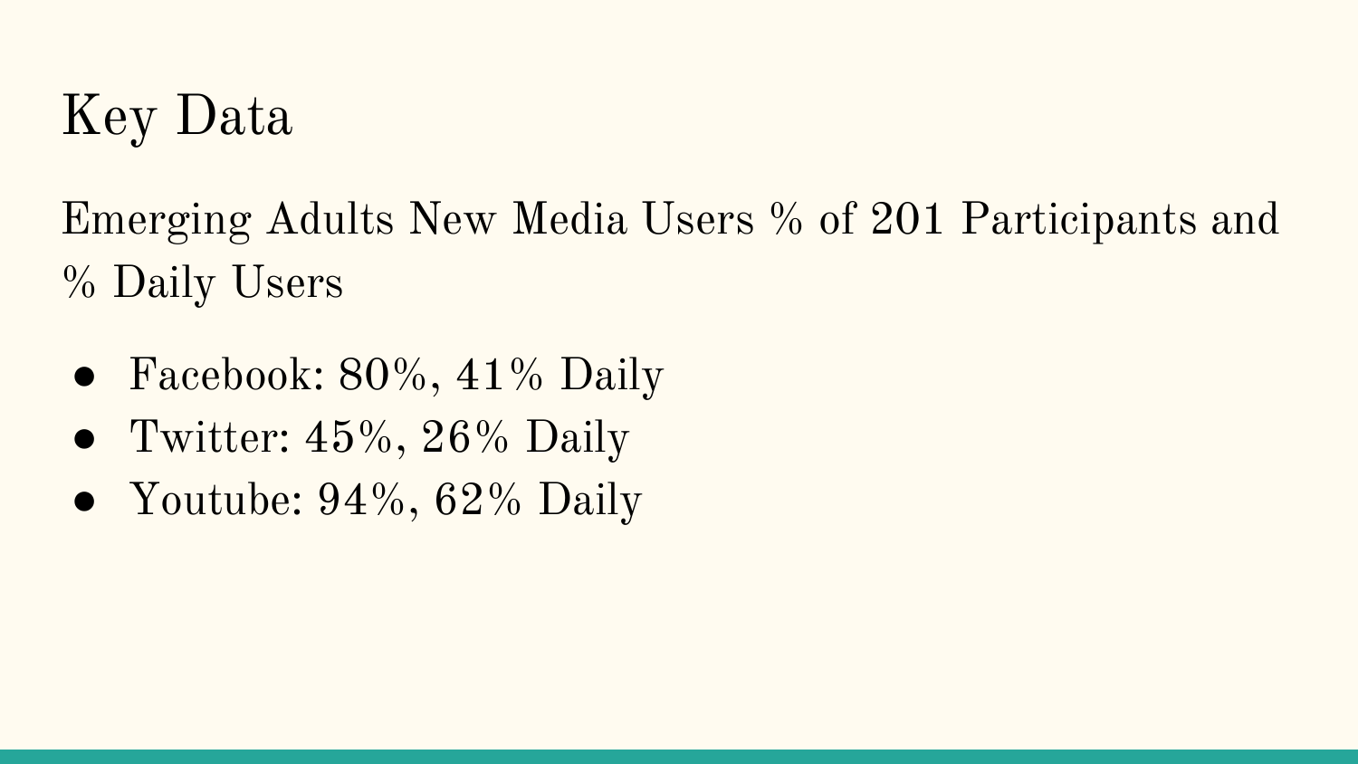# Key Data

Emerging Adults New Media Users % of 201 Participants and % Daily Users

- Facebook: 80%, 41% Daily
- Twitter: 45%, 26% Daily
- Youtube: 94%, 62% Daily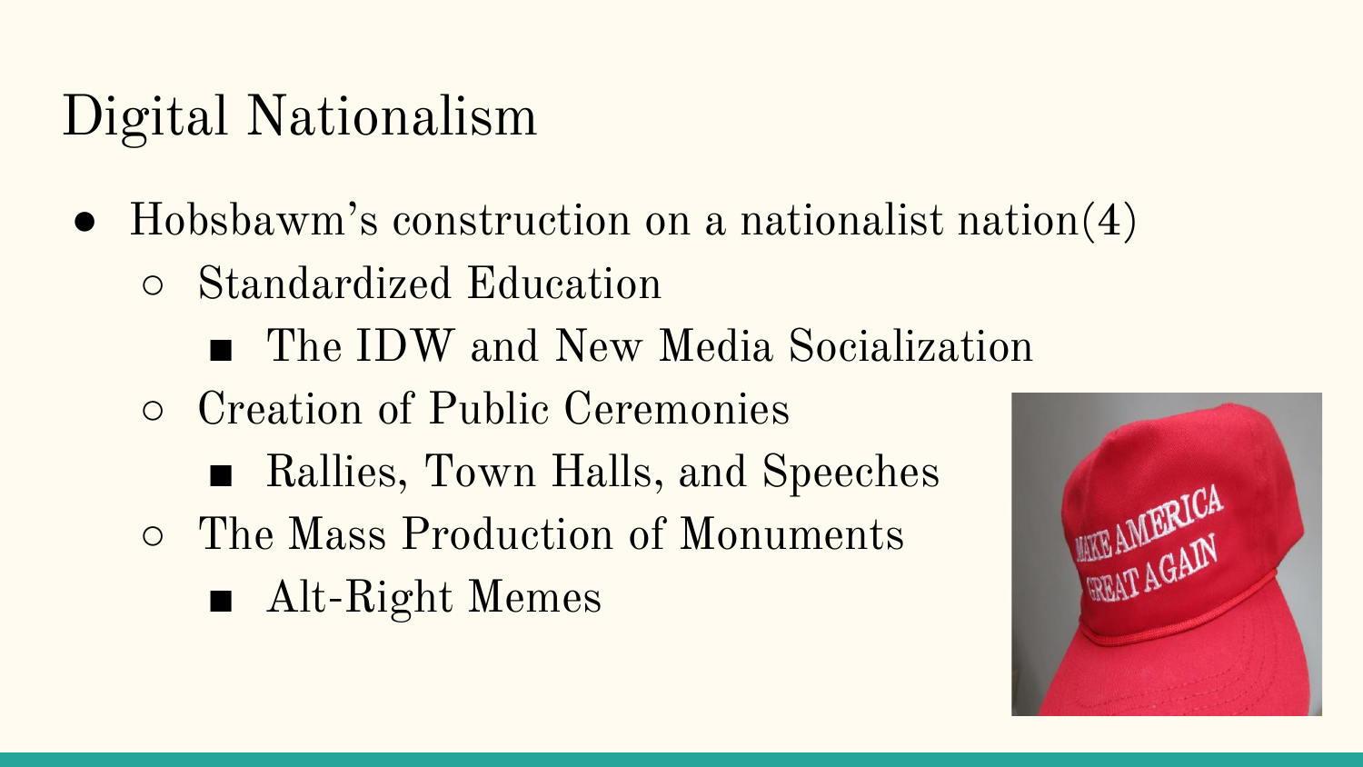# Digital Nationalism

- Hobsbawm's construction on a nationalist nation(4)
  - Standardized Education
    - The IDW and New Media Socialization
  - Creation of Public Ceremonies
    - Rallies, Town Halls, and Speeches
  - The Mass Production of Monuments
    - Alt-Right Memes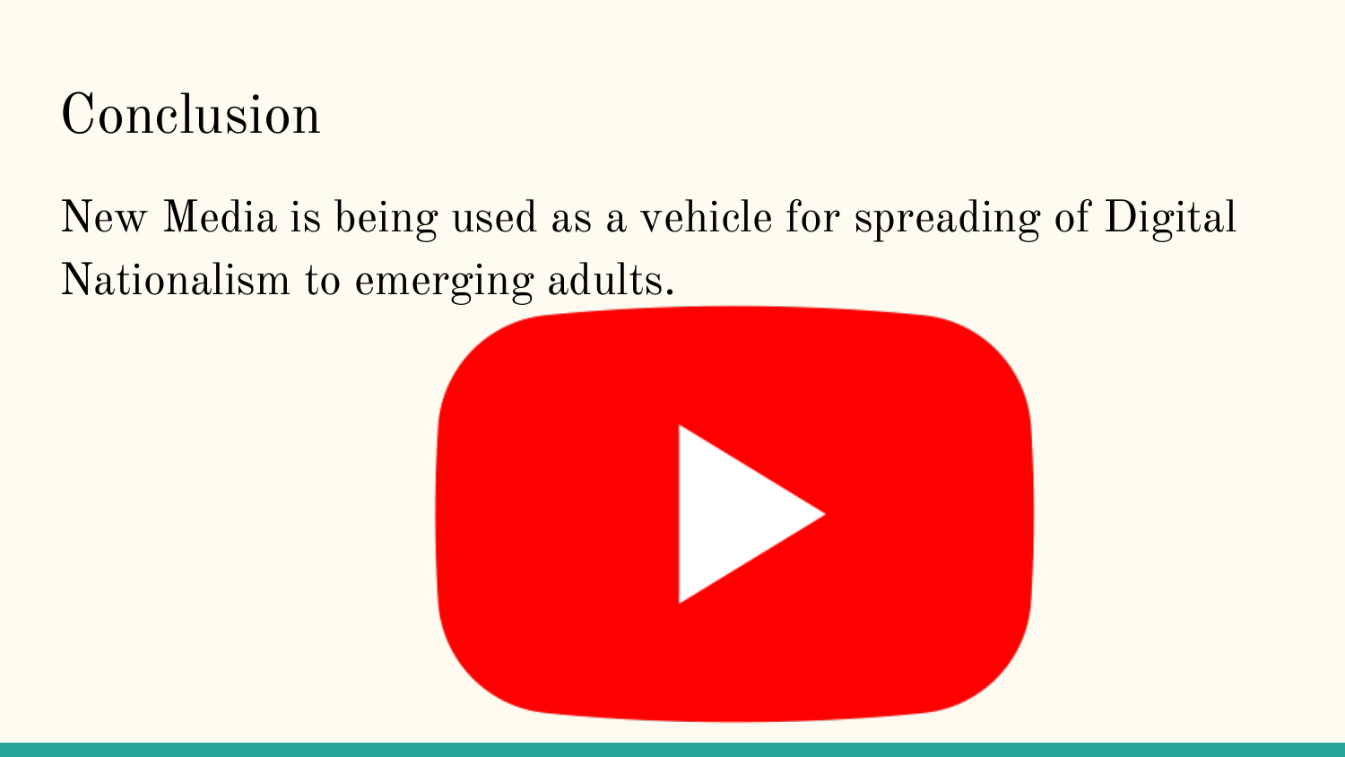# Conclusion

New Media is being used as a vehicle for spreading of Digital Nationalism to emerging adults.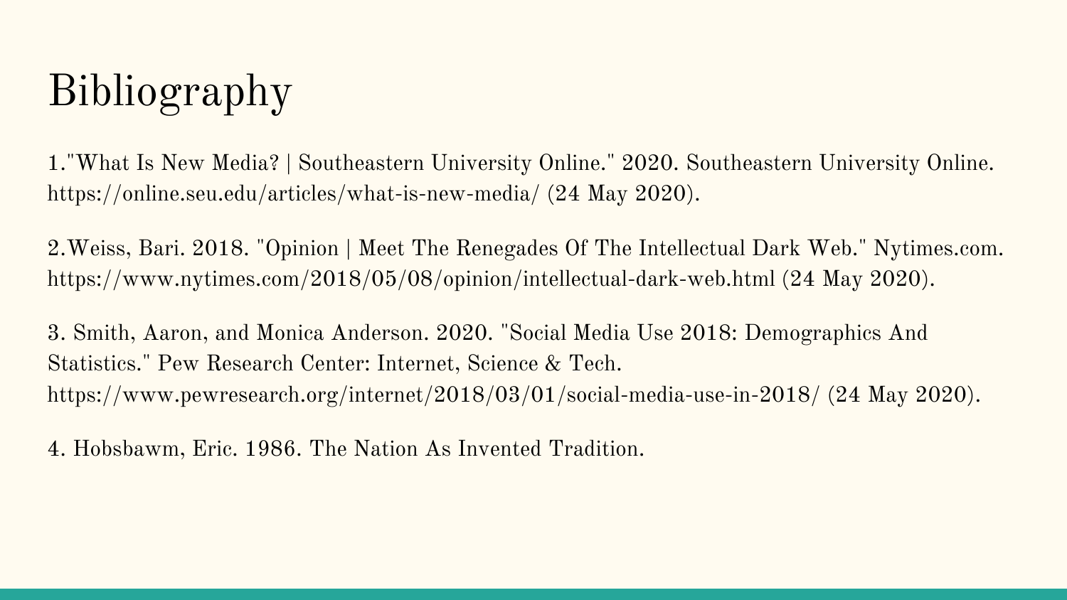# Bibliography

1."What Is New Media? | Southeastern University Online." 2020. Southeastern University Online. https://online.seu.edu/articles/what-is-new-media/ (24 May 2020).

2.Weiss, Bari. 2018. "Opinion | Meet The Renegades Of The Intellectual Dark Web." Nytimes.com. https://www.nytimes.com/2018/05/08/opinion/intellectual-dark-web.html (24 May 2020).

3. Smith, Aaron, and Monica Anderson. 2020. "Social Media Use 2018: Demographics And Statistics." Pew Research Center: Internet, Science & Tech. https://www.pewresearch.org/internet/2018/03/01/social-media-use-in-2018/ (24 May 2020).

4. Hobsbawm, Eric. 1986. The Nation As Invented Tradition.